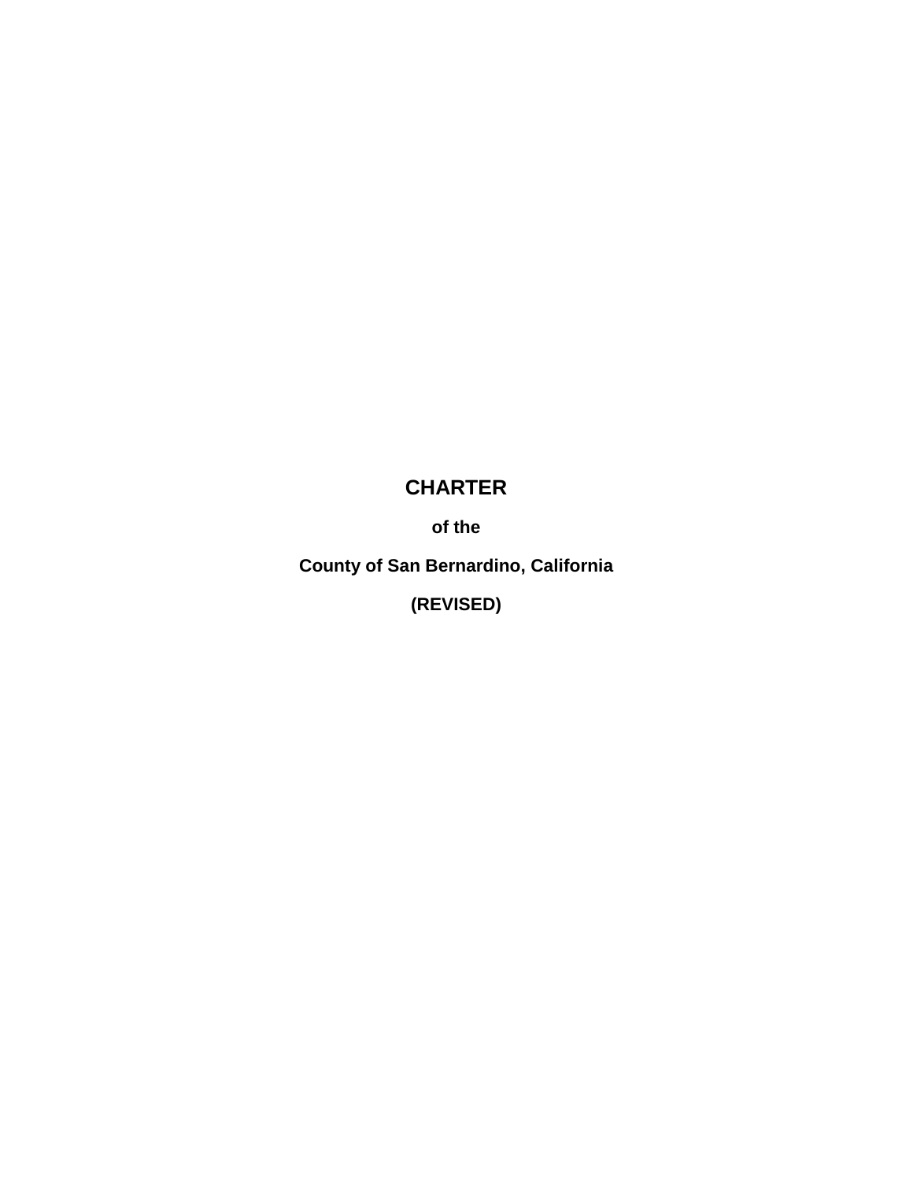# CHARTER

**of the**

**County of San Bernardino, California**

**(REVISED)**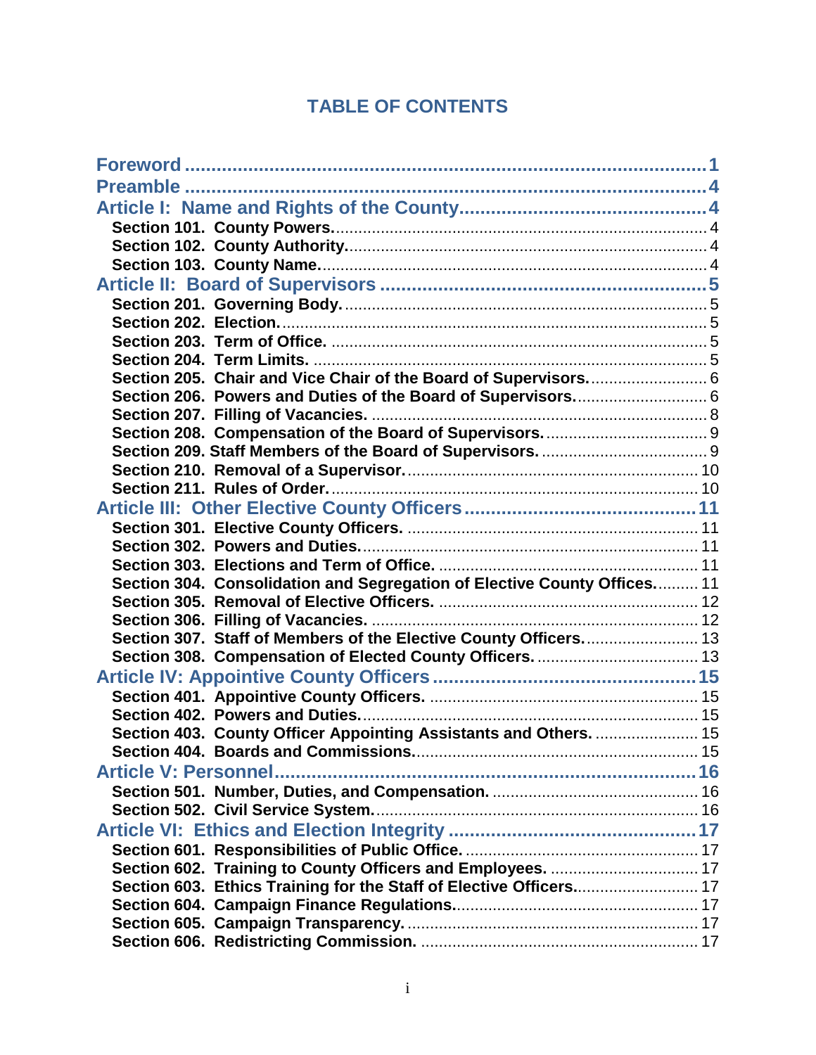# TABLE OF CONTENTS

**Foreword** ..... 1
**Preamble** ..... 4
**Article I: Name and Rights of the County** ..... 4
- **Section 101. County Powers.** ..... 4
- **Section 102. County Authority.** ..... 4
- **Section 103. County Name.** ..... 4

**Article II: Board of Supervisors** ..... 5
- **Section 201. Governing Body.** ..... 5
- **Section 202. Election.** ..... 5
- **Section 203. Term of Office.** ..... 5
- **Section 204. Term Limits.** ..... 5
- **Section 205. Chair and Vice Chair of the Board of Supervisors.** ..... 6
- **Section 206. Powers and Duties of the Board of Supervisors.** ..... 6
- **Section 207. Filling of Vacancies.** ..... 8
- **Section 208. Compensation of the Board of Supervisors.** ..... 9
- **Section 209. Staff Members of the Board of Supervisors.** ..... 9
- **Section 210. Removal of a Supervisor.** ..... 10
- **Section 211. Rules of Order.** ..... 10

**Article III: Other Elective County Officers** ..... 11
- **Section 301. Elective County Officers.** ..... 11
- **Section 302. Powers and Duties.** ..... 11
- **Section 303. Elections and Term of Office.** ..... 11
- **Section 304. Consolidation and Segregation of Elective County Offices.** ..... 11
- **Section 305. Removal of Elective Officers.** ..... 12
- **Section 306. Filling of Vacancies.** ..... 12
- **Section 307. Staff of Members of the Elective County Officers.** ..... 13
- **Section 308. Compensation of Elected County Officers.** ..... 13

**Article IV: Appointive County Officers** ..... 15
- **Section 401. Appointive County Officers.** ..... 15
- **Section 402. Powers and Duties.** ..... 15
- **Section 403. County Officer Appointing Assistants and Others.** ..... 15
- **Section 404. Boards and Commissions.** ..... 15

**Article V: Personnel** ..... 16
- **Section 501. Number, Duties, and Compensation.** ..... 16
- **Section 502. Civil Service System.** ..... 16

**Article VI: Ethics and Election Integrity** ..... 17
- **Section 601. Responsibilities of Public Office.** ..... 17
- **Section 602. Training to County Officers and Employees.** ..... 17
- **Section 603. Ethics Training for the Staff of Elective Officers.** ..... 17
- **Section 604. Campaign Finance Regulations.** ..... 17
- **Section 605. Campaign Transparency.** ..... 17
- **Section 606. Redistricting Commission.** ..... 17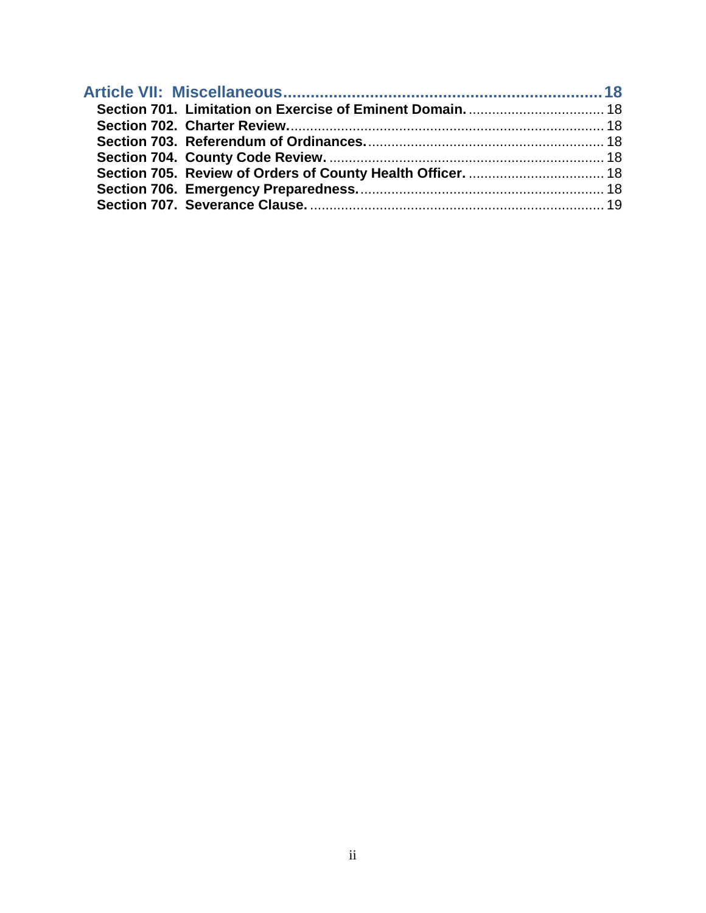**Article VII: Miscellaneous** .......... **18**

**Section 701. Limitation on Exercise of Eminent Domain.** .......... 18

**Section 702. Charter Review.** .......... 18

**Section 703. Referendum of Ordinances.** .......... 18

**Section 704. County Code Review.** .......... 18

**Section 705. Review of Orders of County Health Officer.** .......... 18

**Section 706. Emergency Preparedness.** .......... 18

**Section 707. Severance Clause.** .......... 19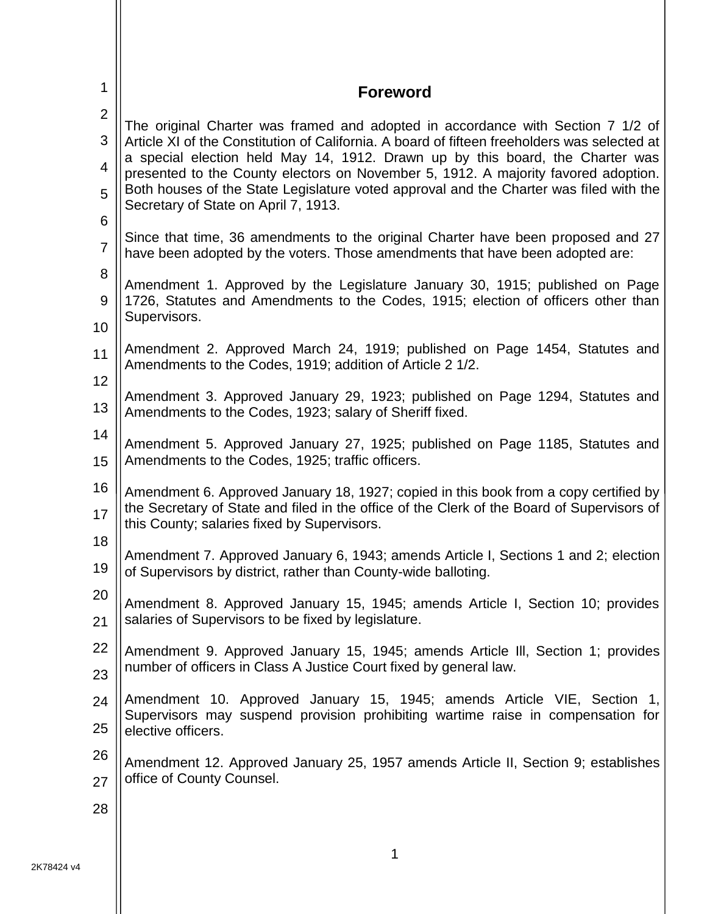# Foreword

The original Charter was framed and adopted in accordance with Section 7 1/2 of Article XI of the Constitution of California. A board of fifteen freeholders was selected at a special election held May 14, 1912. Drawn up by this board, the Charter was presented to the County electors on November 5, 1912. A majority favored adoption. Both houses of the State Legislature voted approval and the Charter was filed with the Secretary of State on April 7, 1913.

Since that time, 36 amendments to the original Charter have been proposed and 27 have been adopted by the voters. Those amendments that have been adopted are:

Amendment 1. Approved by the Legislature January 30, 1915; published on Page 1726, Statutes and Amendments to the Codes, 1915; election of officers other than Supervisors.

Amendment 2. Approved March 24, 1919; published on Page 1454, Statutes and Amendments to the Codes, 1919; addition of Article 2 1/2.

Amendment 3. Approved January 29, 1923; published on Page 1294, Statutes and Amendments to the Codes, 1923; salary of Sheriff fixed.

Amendment 5. Approved January 27, 1925; published on Page 1185, Statutes and Amendments to the Codes, 1925; traffic officers.

Amendment 6. Approved January 18, 1927; copied in this book from a copy certified by the Secretary of State and filed in the office of the Clerk of the Board of Supervisors of this County; salaries fixed by Supervisors.

Amendment 7. Approved January 6, 1943; amends Article I, Sections 1 and 2; election of Supervisors by district, rather than County-wide balloting.

Amendment 8. Approved January 15, 1945; amends Article I, Section 10; provides salaries of Supervisors to be fixed by legislature.

Amendment 9. Approved January 15, 1945; amends Article Ill, Section 1; provides number of officers in Class A Justice Court fixed by general law.

Amendment 10. Approved January 15, 1945; amends Article VIE, Section 1, Supervisors may suspend provision prohibiting wartime raise in compensation for elective officers.

Amendment 12. Approved January 25, 1957 amends Article II, Section 9; establishes office of County Counsel.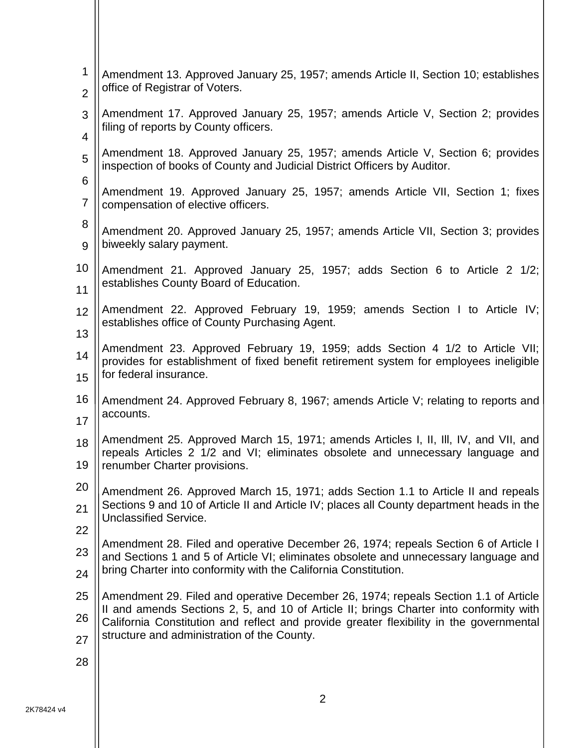Amendment 13. Approved January 25, 1957; amends Article II, Section 10; establishes office of Registrar of Voters.

Amendment 17. Approved January 25, 1957; amends Article V, Section 2; provides filing of reports by County officers.

Amendment 18. Approved January 25, 1957; amends Article V, Section 6; provides inspection of books of County and Judicial District Officers by Auditor.

Amendment 19. Approved January 25, 1957; amends Article VII, Section 1; fixes compensation of elective officers.

Amendment 20. Approved January 25, 1957; amends Article VII, Section 3; provides biweekly salary payment.

Amendment 21. Approved January 25, 1957; adds Section 6 to Article 2 1/2; establishes County Board of Education.

Amendment 22. Approved February 19, 1959; amends Section I to Article IV; establishes office of County Purchasing Agent.

Amendment 23. Approved February 19, 1959; adds Section 4 1/2 to Article VII; provides for establishment of fixed benefit retirement system for employees ineligible for federal insurance.

Amendment 24. Approved February 8, 1967; amends Article V; relating to reports and accounts.

Amendment 25. Approved March 15, 1971; amends Articles I, II, Ill, IV, and VII, and repeals Articles 2 1/2 and VI; eliminates obsolete and unnecessary language and renumber Charter provisions.

Amendment 26. Approved March 15, 1971; adds Section 1.1 to Article II and repeals Sections 9 and 10 of Article II and Article IV; places all County department heads in the Unclassified Service.

Amendment 28. Filed and operative December 26, 1974; repeals Section 6 of Article I and Sections 1 and 5 of Article VI; eliminates obsolete and unnecessary language and bring Charter into conformity with the California Constitution.

Amendment 29. Filed and operative December 26, 1974; repeals Section 1.1 of Article II and amends Sections 2, 5, and 10 of Article II; brings Charter into conformity with California Constitution and reflect and provide greater flexibility in the governmental structure and administration of the County.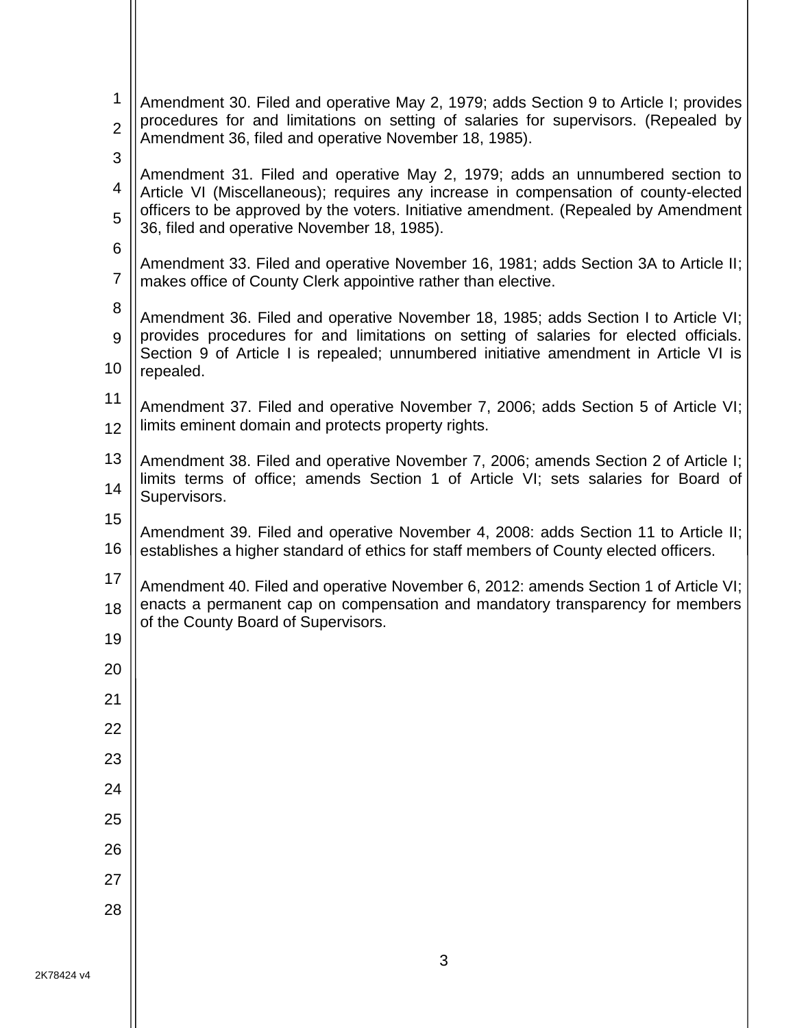Amendment 30. Filed and operative May 2, 1979; adds Section 9 to Article I; provides procedures for and limitations on setting of salaries for supervisors. (Repealed by Amendment 36, filed and operative November 18, 1985).

Amendment 31. Filed and operative May 2, 1979; adds an unnumbered section to Article VI (Miscellaneous); requires any increase in compensation of county-elected officers to be approved by the voters. Initiative amendment. (Repealed by Amendment 36, filed and operative November 18, 1985).

Amendment 33. Filed and operative November 16, 1981; adds Section 3A to Article II; makes office of County Clerk appointive rather than elective.

Amendment 36. Filed and operative November 18, 1985; adds Section I to Article VI; provides procedures for and limitations on setting of salaries for elected officials. Section 9 of Article I is repealed; unnumbered initiative amendment in Article VI is repealed.

Amendment 37. Filed and operative November 7, 2006; adds Section 5 of Article VI; limits eminent domain and protects property rights.

Amendment 38. Filed and operative November 7, 2006; amends Section 2 of Article I; limits terms of office; amends Section 1 of Article VI; sets salaries for Board of Supervisors.

Amendment 39. Filed and operative November 4, 2008: adds Section 11 to Article II; establishes a higher standard of ethics for staff members of County elected officers.

Amendment 40. Filed and operative November 6, 2012: amends Section 1 of Article VI; enacts a permanent cap on compensation and mandatory transparency for members of the County Board of Supervisors.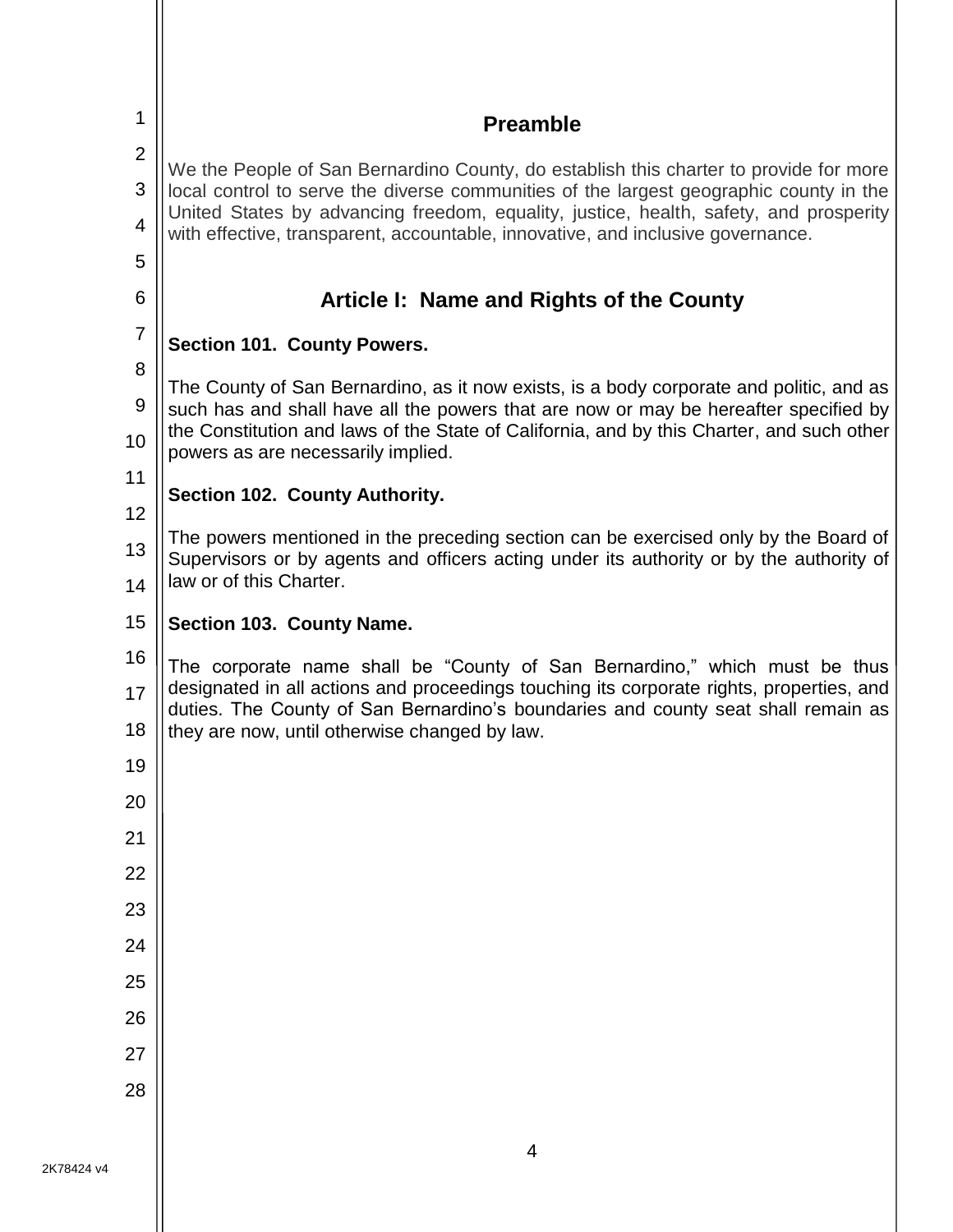## Preamble

We the People of San Bernardino County, do establish this charter to provide for more local control to serve the diverse communities of the largest geographic county in the United States by advancing freedom, equality, justice, health, safety, and prosperity with effective, transparent, accountable, innovative, and inclusive governance.

## Article I: Name and Rights of the County

### Section 101. County Powers.

The County of San Bernardino, as it now exists, is a body corporate and politic, and as such has and shall have all the powers that are now or may be hereafter specified by the Constitution and laws of the State of California, and by this Charter, and such other powers as are necessarily implied.

### Section 102. County Authority.

The powers mentioned in the preceding section can be exercised only by the Board of Supervisors or by agents and officers acting under its authority or by the authority of law or of this Charter.

### Section 103. County Name.

The corporate name shall be "County of San Bernardino," which must be thus designated in all actions and proceedings touching its corporate rights, properties, and duties. The County of San Bernardino's boundaries and county seat shall remain as they are now, until otherwise changed by law.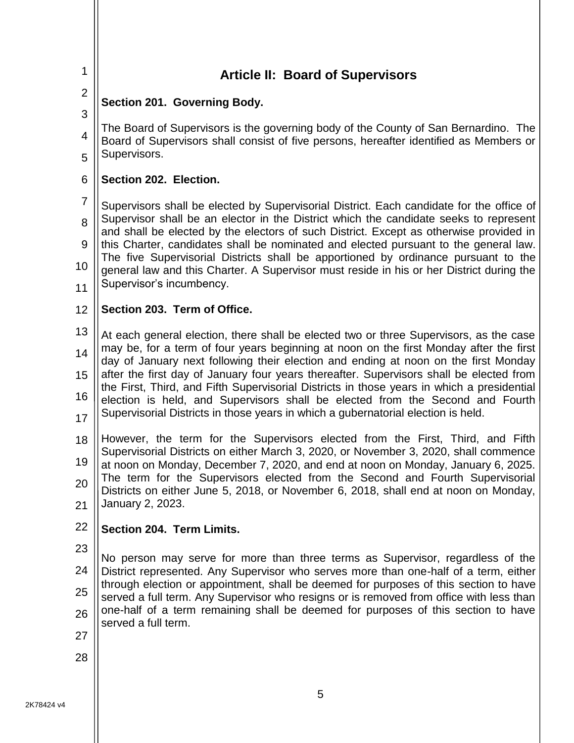# Article II: Board of Supervisors

## Section 201. Governing Body.

The Board of Supervisors is the governing body of the County of San Bernardino. The Board of Supervisors shall consist of five persons, hereafter identified as Members or Supervisors.

## Section 202. Election.

Supervisors shall be elected by Supervisorial District. Each candidate for the office of Supervisor shall be an elector in the District which the candidate seeks to represent and shall be elected by the electors of such District. Except as otherwise provided in this Charter, candidates shall be nominated and elected pursuant to the general law. The five Supervisorial Districts shall be apportioned by ordinance pursuant to the general law and this Charter. A Supervisor must reside in his or her District during the Supervisor's incumbency.

## Section 203. Term of Office.

At each general election, there shall be elected two or three Supervisors, as the case may be, for a term of four years beginning at noon on the first Monday after the first day of January next following their election and ending at noon on the first Monday after the first day of January four years thereafter. Supervisors shall be elected from the First, Third, and Fifth Supervisorial Districts in those years in which a presidential election is held, and Supervisors shall be elected from the Second and Fourth Supervisorial Districts in those years in which a gubernatorial election is held.

However, the term for the Supervisors elected from the First, Third, and Fifth Supervisorial Districts on either March 3, 2020, or November 3, 2020, shall commence at noon on Monday, December 7, 2020, and end at noon on Monday, January 6, 2025. The term for the Supervisors elected from the Second and Fourth Supervisorial Districts on either June 5, 2018, or November 6, 2018, shall end at noon on Monday, January 2, 2023.

## Section 204. Term Limits.

No person may serve for more than three terms as Supervisor, regardless of the District represented. Any Supervisor who serves more than one-half of a term, either through election or appointment, shall be deemed for purposes of this section to have served a full term. Any Supervisor who resigns or is removed from office with less than one-half of a term remaining shall be deemed for purposes of this section to have served a full term.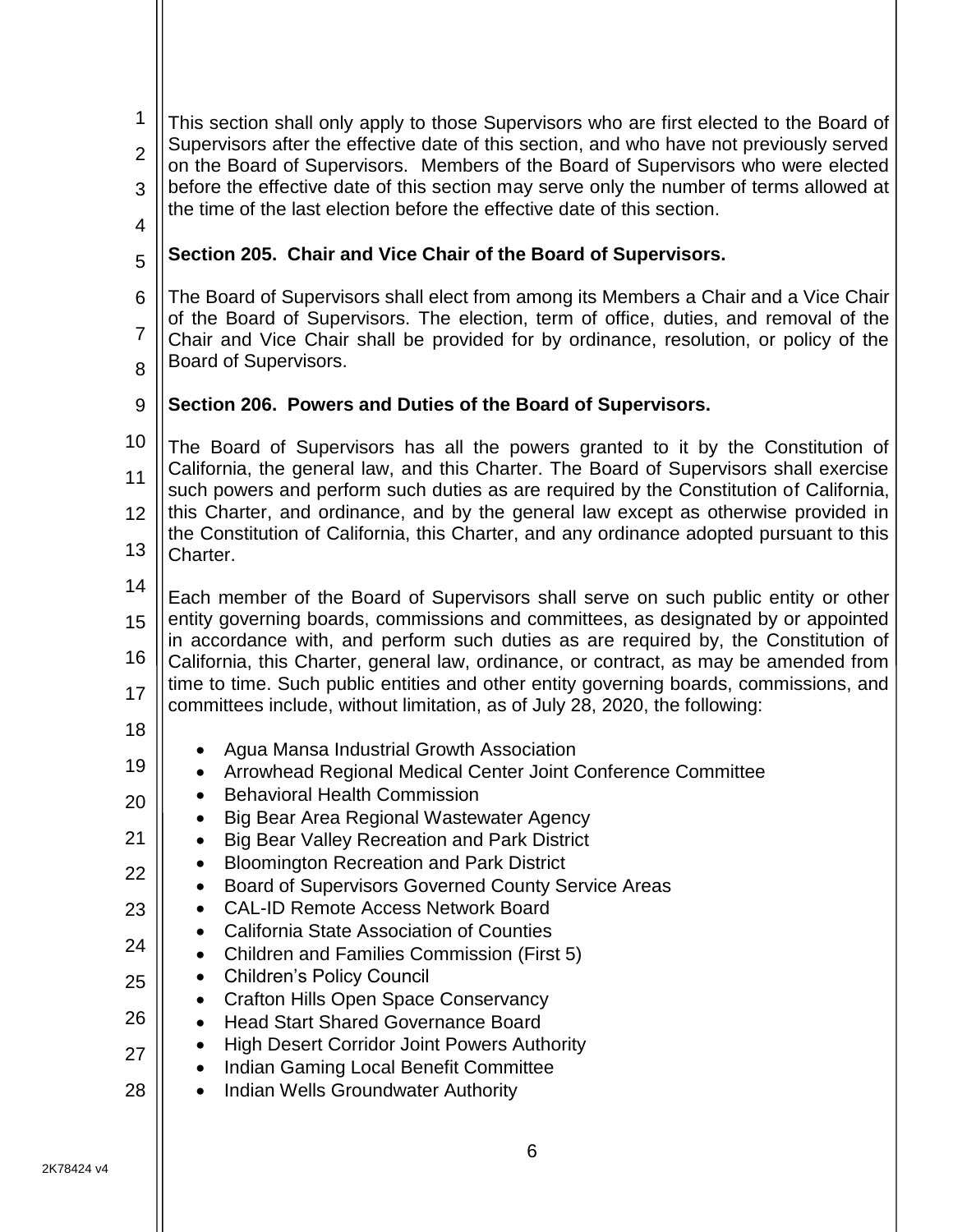This section shall only apply to those Supervisors who are first elected to the Board of Supervisors after the effective date of this section, and who have not previously served on the Board of Supervisors. Members of the Board of Supervisors who were elected before the effective date of this section may serve only the number of terms allowed at the time of the last election before the effective date of this section.

**Section 205. Chair and Vice Chair of the Board of Supervisors.**

The Board of Supervisors shall elect from among its Members a Chair and a Vice Chair of the Board of Supervisors. The election, term of office, duties, and removal of the Chair and Vice Chair shall be provided for by ordinance, resolution, or policy of the Board of Supervisors.

**Section 206. Powers and Duties of the Board of Supervisors.**

The Board of Supervisors has all the powers granted to it by the Constitution of California, the general law, and this Charter. The Board of Supervisors shall exercise such powers and perform such duties as are required by the Constitution of California, this Charter, and ordinance, and by the general law except as otherwise provided in the Constitution of California, this Charter, and any ordinance adopted pursuant to this Charter.

Each member of the Board of Supervisors shall serve on such public entity or other entity governing boards, commissions and committees, as designated by or appointed in accordance with, and perform such duties as are required by, the Constitution of California, this Charter, general law, ordinance, or contract, as may be amended from time to time. Such public entities and other entity governing boards, commissions, and committees include, without limitation, as of July 28, 2020, the following:

- Agua Mansa Industrial Growth Association
- Arrowhead Regional Medical Center Joint Conference Committee
- Behavioral Health Commission
- Big Bear Area Regional Wastewater Agency
- Big Bear Valley Recreation and Park District
- Bloomington Recreation and Park District
- Board of Supervisors Governed County Service Areas
- CAL-ID Remote Access Network Board
- California State Association of Counties
- Children and Families Commission (First 5)
- Children's Policy Council
- Crafton Hills Open Space Conservancy
- Head Start Shared Governance Board
- High Desert Corridor Joint Powers Authority
- Indian Gaming Local Benefit Committee
- Indian Wells Groundwater Authority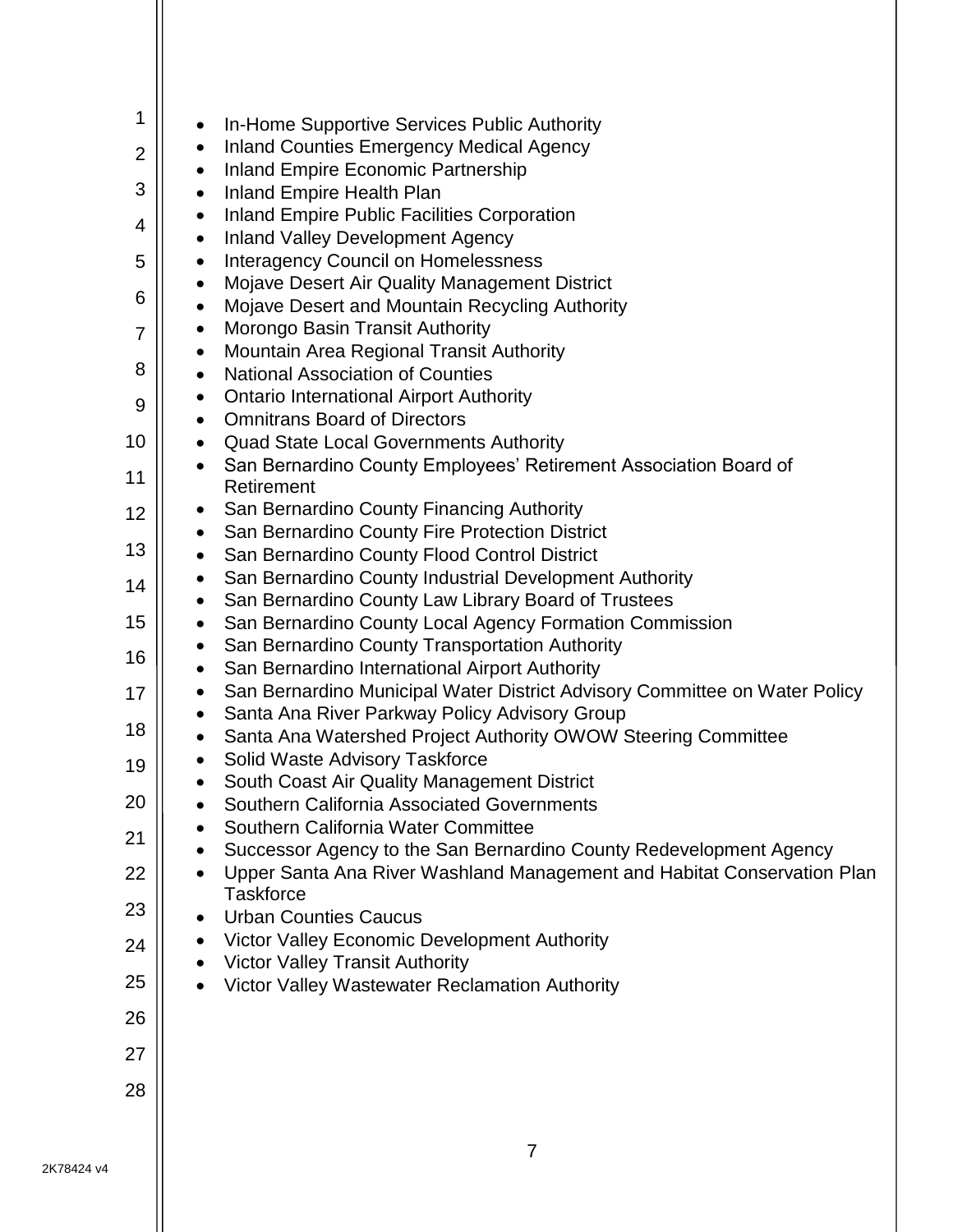- In-Home Supportive Services Public Authority
- Inland Counties Emergency Medical Agency
- Inland Empire Economic Partnership
- Inland Empire Health Plan
- Inland Empire Public Facilities Corporation
- Inland Valley Development Agency
- Interagency Council on Homelessness
- Mojave Desert Air Quality Management District
- Mojave Desert and Mountain Recycling Authority
- Morongo Basin Transit Authority
- Mountain Area Regional Transit Authority
- National Association of Counties
- Ontario International Airport Authority
- Omnitrans Board of Directors
- Quad State Local Governments Authority
- San Bernardino County Employees' Retirement Association Board of Retirement
- San Bernardino County Financing Authority
- San Bernardino County Fire Protection District
- San Bernardino County Flood Control District
- San Bernardino County Industrial Development Authority
- San Bernardino County Law Library Board of Trustees
- San Bernardino County Local Agency Formation Commission
- San Bernardino County Transportation Authority
- San Bernardino International Airport Authority
- San Bernardino Municipal Water District Advisory Committee on Water Policy
- Santa Ana River Parkway Policy Advisory Group
- Santa Ana Watershed Project Authority OWOW Steering Committee
- Solid Waste Advisory Taskforce
- South Coast Air Quality Management District
- Southern California Associated Governments
- Southern California Water Committee
- Successor Agency to the San Bernardino County Redevelopment Agency
- Upper Santa Ana River Washland Management and Habitat Conservation Plan Taskforce
- Urban Counties Caucus
- Victor Valley Economic Development Authority
- Victor Valley Transit Authority
- Victor Valley Wastewater Reclamation Authority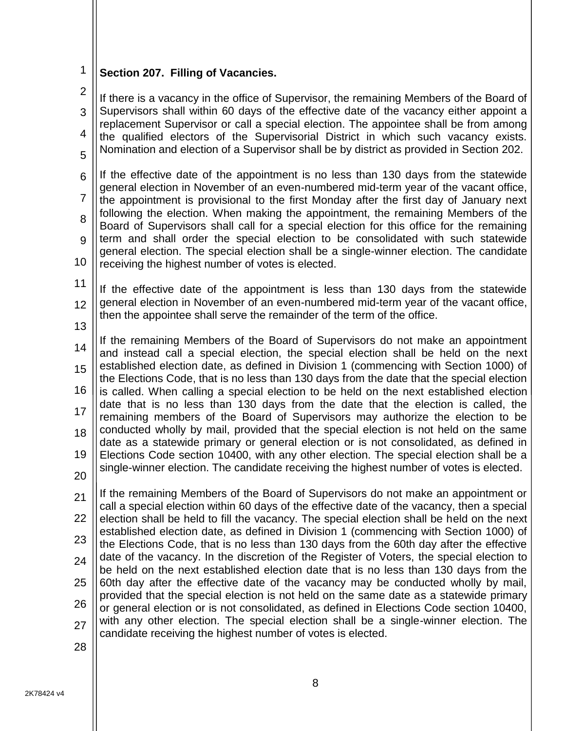**Section 207. Filling of Vacancies.**

If there is a vacancy in the office of Supervisor, the remaining Members of the Board of Supervisors shall within 60 days of the effective date of the vacancy either appoint a replacement Supervisor or call a special election. The appointee shall be from among the qualified electors of the Supervisorial District in which such vacancy exists. Nomination and election of a Supervisor shall be by district as provided in Section 202.

If the effective date of the appointment is no less than 130 days from the statewide general election in November of an even-numbered mid-term year of the vacant office, the appointment is provisional to the first Monday after the first day of January next following the election. When making the appointment, the remaining Members of the Board of Supervisors shall call for a special election for this office for the remaining term and shall order the special election to be consolidated with such statewide general election. The special election shall be a single-winner election. The candidate receiving the highest number of votes is elected.

If the effective date of the appointment is less than 130 days from the statewide general election in November of an even-numbered mid-term year of the vacant office, then the appointee shall serve the remainder of the term of the office.

If the remaining Members of the Board of Supervisors do not make an appointment and instead call a special election, the special election shall be held on the next established election date, as defined in Division 1 (commencing with Section 1000) of the Elections Code, that is no less than 130 days from the date that the special election is called. When calling a special election to be held on the next established election date that is no less than 130 days from the date that the election is called, the remaining members of the Board of Supervisors may authorize the election to be conducted wholly by mail, provided that the special election is not held on the same date as a statewide primary or general election or is not consolidated, as defined in Elections Code section 10400, with any other election. The special election shall be a single-winner election. The candidate receiving the highest number of votes is elected.

If the remaining Members of the Board of Supervisors do not make an appointment or call a special election within 60 days of the effective date of the vacancy, then a special election shall be held to fill the vacancy. The special election shall be held on the next established election date, as defined in Division 1 (commencing with Section 1000) of the Elections Code, that is no less than 130 days from the 60th day after the effective date of the vacancy. In the discretion of the Register of Voters, the special election to be held on the next established election date that is no less than 130 days from the 60th day after the effective date of the vacancy may be conducted wholly by mail, provided that the special election is not held on the same date as a statewide primary or general election or is not consolidated, as defined in Elections Code section 10400, with any other election. The special election shall be a single-winner election. The candidate receiving the highest number of votes is elected.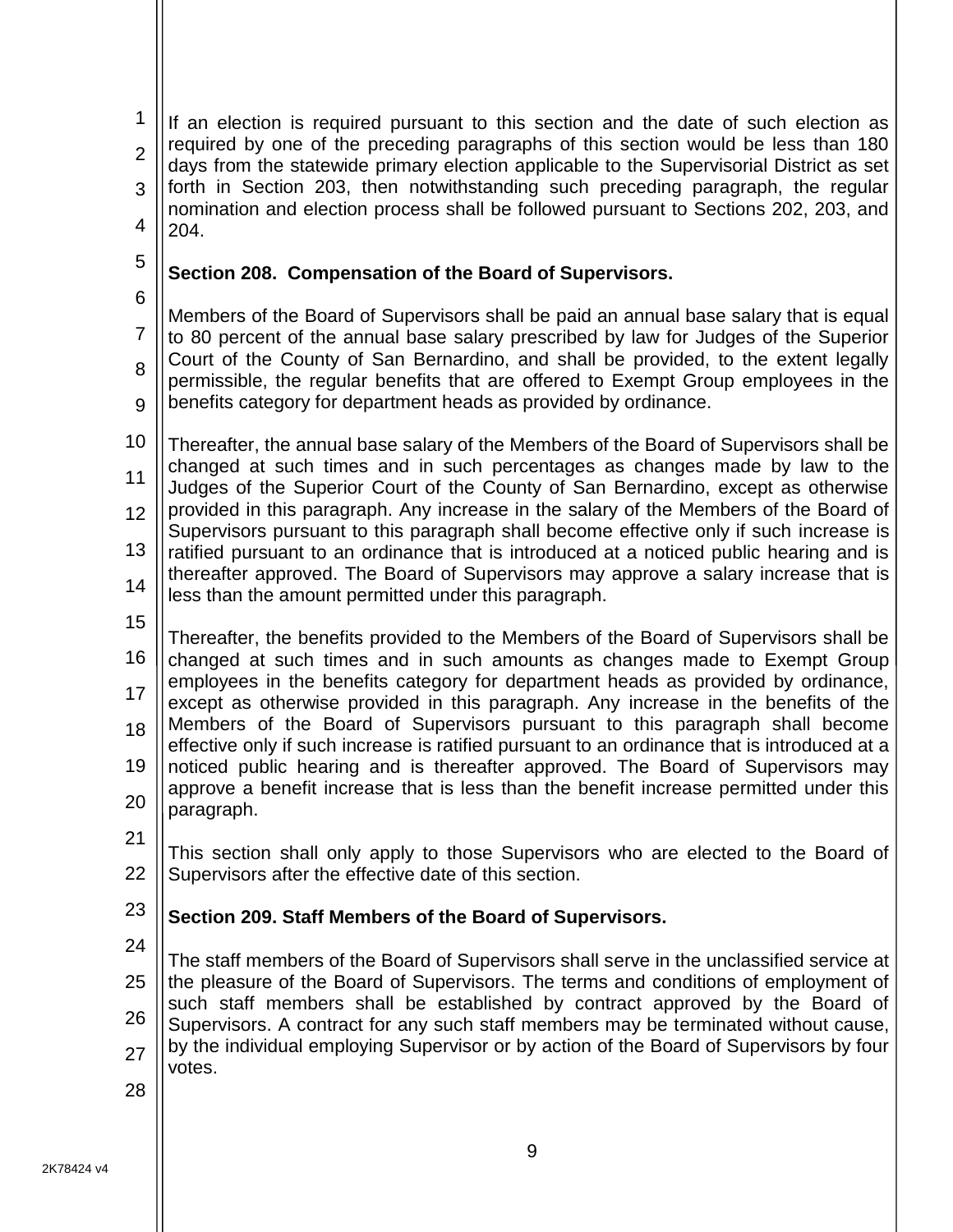If an election is required pursuant to this section and the date of such election as required by one of the preceding paragraphs of this section would be less than 180 days from the statewide primary election applicable to the Supervisorial District as set forth in Section 203, then notwithstanding such preceding paragraph, the regular nomination and election process shall be followed pursuant to Sections 202, 203, and 204.

**Section 208. Compensation of the Board of Supervisors.**

Members of the Board of Supervisors shall be paid an annual base salary that is equal to 80 percent of the annual base salary prescribed by law for Judges of the Superior Court of the County of San Bernardino, and shall be provided, to the extent legally permissible, the regular benefits that are offered to Exempt Group employees in the benefits category for department heads as provided by ordinance.

Thereafter, the annual base salary of the Members of the Board of Supervisors shall be changed at such times and in such percentages as changes made by law to the Judges of the Superior Court of the County of San Bernardino, except as otherwise provided in this paragraph. Any increase in the salary of the Members of the Board of Supervisors pursuant to this paragraph shall become effective only if such increase is ratified pursuant to an ordinance that is introduced at a noticed public hearing and is thereafter approved. The Board of Supervisors may approve a salary increase that is less than the amount permitted under this paragraph.

Thereafter, the benefits provided to the Members of the Board of Supervisors shall be changed at such times and in such amounts as changes made to Exempt Group employees in the benefits category for department heads as provided by ordinance, except as otherwise provided in this paragraph. Any increase in the benefits of the Members of the Board of Supervisors pursuant to this paragraph shall become effective only if such increase is ratified pursuant to an ordinance that is introduced at a noticed public hearing and is thereafter approved. The Board of Supervisors may approve a benefit increase that is less than the benefit increase permitted under this paragraph.

This section shall only apply to those Supervisors who are elected to the Board of Supervisors after the effective date of this section.

**Section 209. Staff Members of the Board of Supervisors.**

The staff members of the Board of Supervisors shall serve in the unclassified service at the pleasure of the Board of Supervisors. The terms and conditions of employment of such staff members shall be established by contract approved by the Board of Supervisors. A contract for any such staff members may be terminated without cause, by the individual employing Supervisor or by action of the Board of Supervisors by four votes.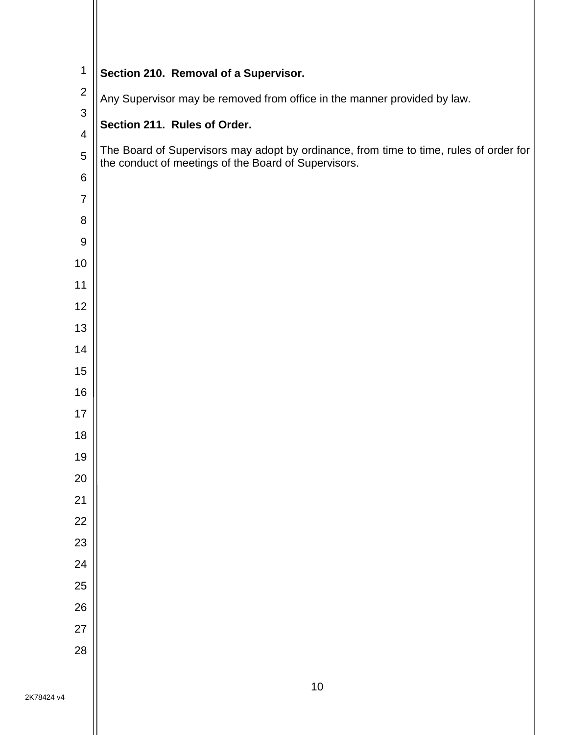**Section 210. Removal of a Supervisor.**

Any Supervisor may be removed from office in the manner provided by law.

**Section 211. Rules of Order.**

The Board of Supervisors may adopt by ordinance, from time to time, rules of order for the conduct of meetings of the Board of Supervisors.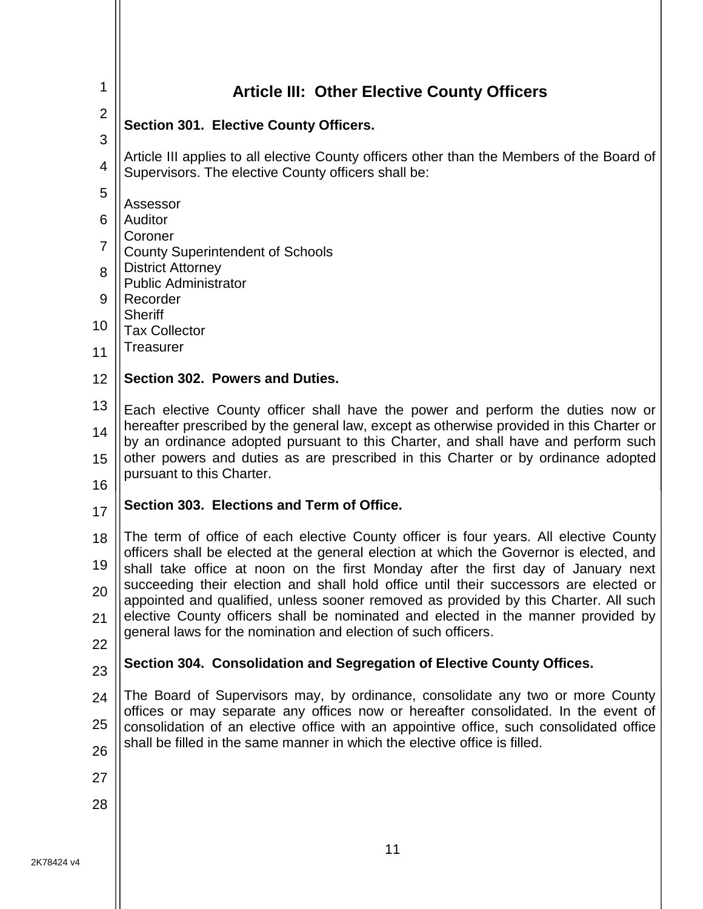# Article III: Other Elective County Officers

## Section 301. Elective County Officers.

Article III applies to all elective County officers other than the Members of the Board of Supervisors. The elective County officers shall be:

Assessor
Auditor
Coroner
County Superintendent of Schools
District Attorney
Public Administrator
Recorder
Sheriff
Tax Collector
Treasurer

## Section 302. Powers and Duties.

Each elective County officer shall have the power and perform the duties now or hereafter prescribed by the general law, except as otherwise provided in this Charter or by an ordinance adopted pursuant to this Charter, and shall have and perform such other powers and duties as are prescribed in this Charter or by ordinance adopted pursuant to this Charter.

## Section 303. Elections and Term of Office.

The term of office of each elective County officer is four years. All elective County officers shall be elected at the general election at which the Governor is elected, and shall take office at noon on the first Monday after the first day of January next succeeding their election and shall hold office until their successors are elected or appointed and qualified, unless sooner removed as provided by this Charter. All such elective County officers shall be nominated and elected in the manner provided by general laws for the nomination and election of such officers.

## Section 304. Consolidation and Segregation of Elective County Offices.

The Board of Supervisors may, by ordinance, consolidate any two or more County offices or may separate any offices now or hereafter consolidated. In the event of consolidation of an elective office with an appointive office, such consolidated office shall be filled in the same manner in which the elective office is filled.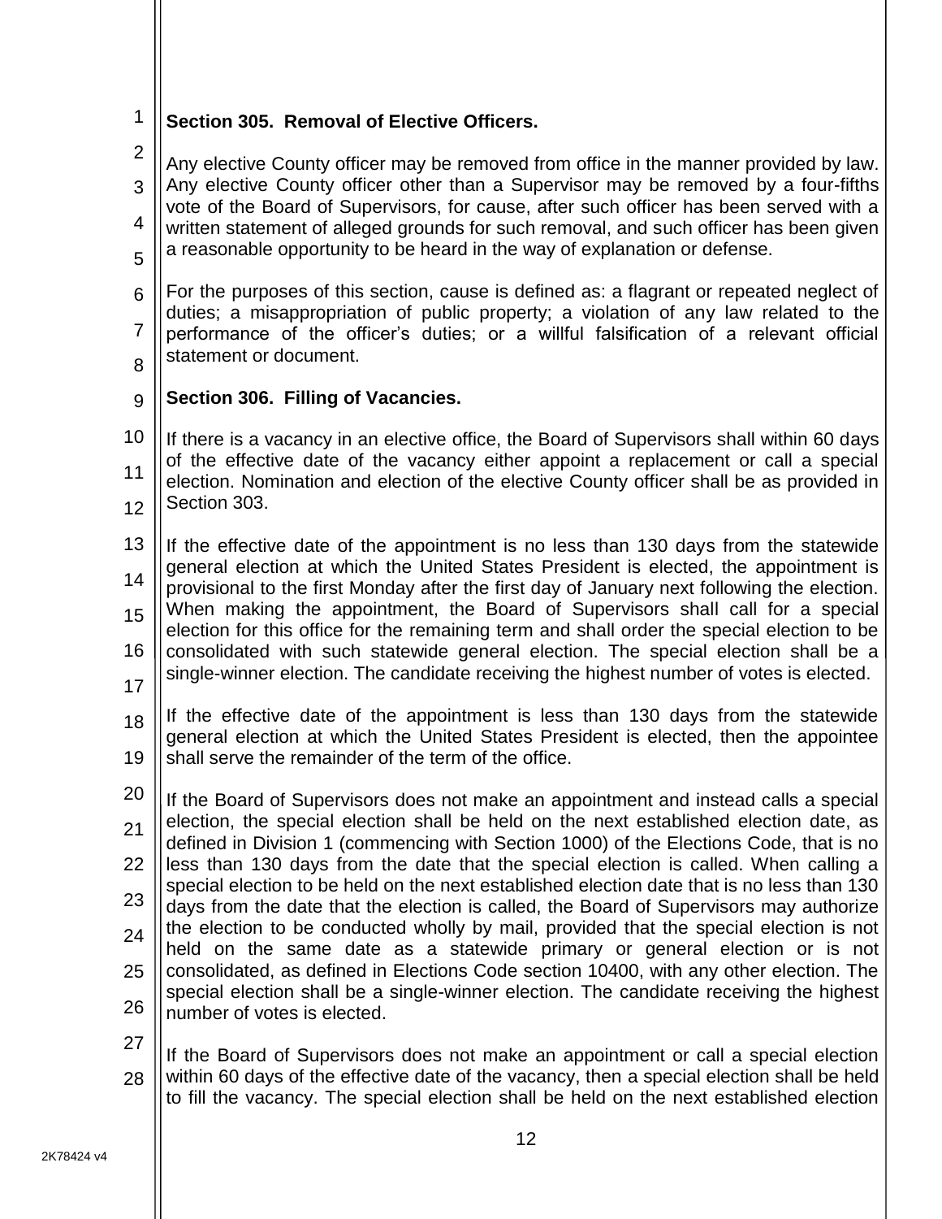**Section 305. Removal of Elective Officers.**

Any elective County officer may be removed from office in the manner provided by law. Any elective County officer other than a Supervisor may be removed by a four-fifths vote of the Board of Supervisors, for cause, after such officer has been served with a written statement of alleged grounds for such removal, and such officer has been given a reasonable opportunity to be heard in the way of explanation or defense.

For the purposes of this section, cause is defined as: a flagrant or repeated neglect of duties; a misappropriation of public property; a violation of any law related to the performance of the officer's duties; or a willful falsification of a relevant official statement or document.

**Section 306. Filling of Vacancies.**

If there is a vacancy in an elective office, the Board of Supervisors shall within 60 days of the effective date of the vacancy either appoint a replacement or call a special election. Nomination and election of the elective County officer shall be as provided in Section 303.

If the effective date of the appointment is no less than 130 days from the statewide general election at which the United States President is elected, the appointment is provisional to the first Monday after the first day of January next following the election. When making the appointment, the Board of Supervisors shall call for a special election for this office for the remaining term and shall order the special election to be consolidated with such statewide general election. The special election shall be a single-winner election. The candidate receiving the highest number of votes is elected.

If the effective date of the appointment is less than 130 days from the statewide general election at which the United States President is elected, then the appointee shall serve the remainder of the term of the office.

If the Board of Supervisors does not make an appointment and instead calls a special election, the special election shall be held on the next established election date, as defined in Division 1 (commencing with Section 1000) of the Elections Code, that is no less than 130 days from the date that the special election is called. When calling a special election to be held on the next established election date that is no less than 130 days from the date that the election is called, the Board of Supervisors may authorize the election to be conducted wholly by mail, provided that the special election is not held on the same date as a statewide primary or general election or is not consolidated, as defined in Elections Code section 10400, with any other election. The special election shall be a single-winner election. The candidate receiving the highest number of votes is elected.

If the Board of Supervisors does not make an appointment or call a special election within 60 days of the effective date of the vacancy, then a special election shall be held to fill the vacancy. The special election shall be held on the next established election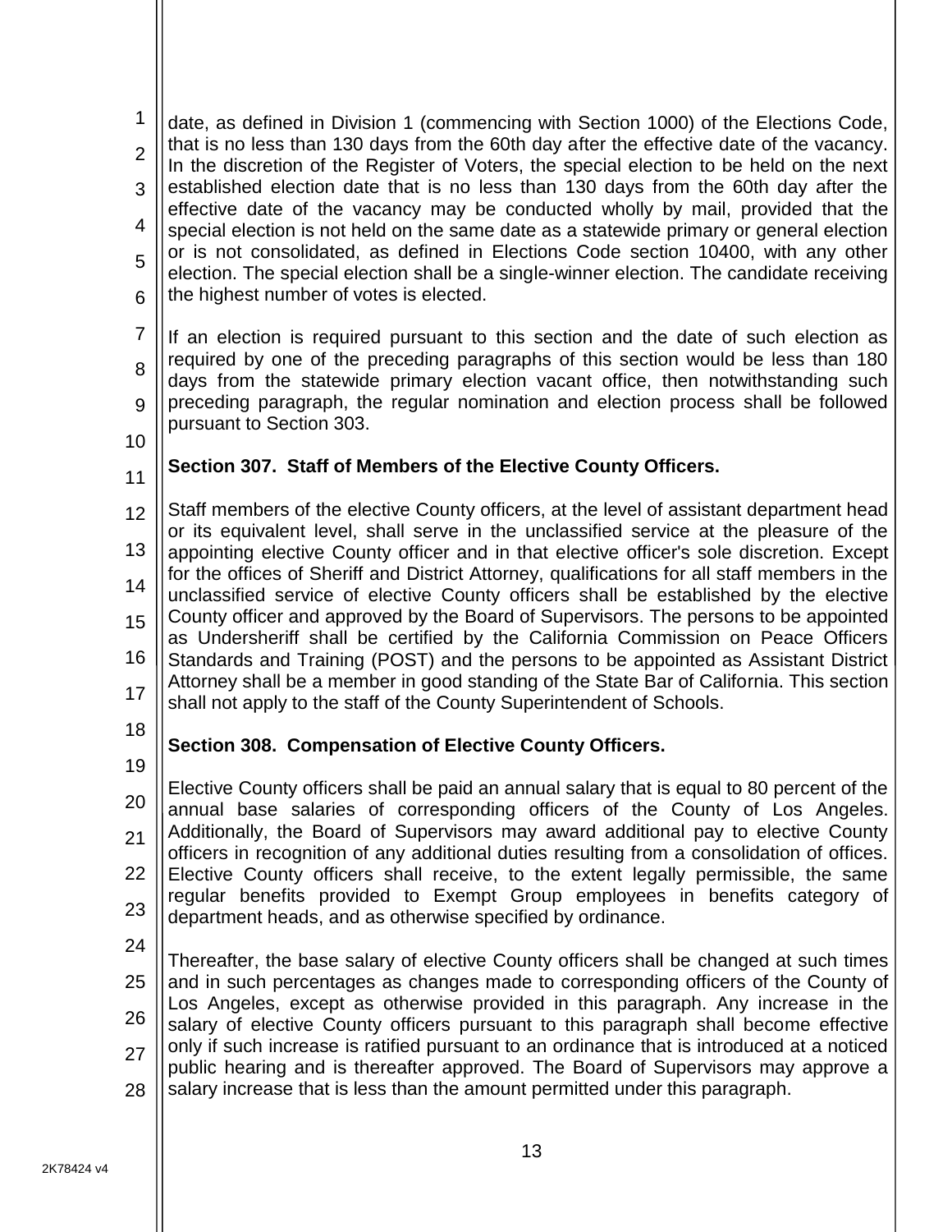date, as defined in Division 1 (commencing with Section 1000) of the Elections Code, that is no less than 130 days from the 60th day after the effective date of the vacancy. In the discretion of the Register of Voters, the special election to be held on the next established election date that is no less than 130 days from the 60th day after the effective date of the vacancy may be conducted wholly by mail, provided that the special election is not held on the same date as a statewide primary or general election or is not consolidated, as defined in Elections Code section 10400, with any other election. The special election shall be a single-winner election. The candidate receiving the highest number of votes is elected.

If an election is required pursuant to this section and the date of such election as required by one of the preceding paragraphs of this section would be less than 180 days from the statewide primary election vacant office, then notwithstanding such preceding paragraph, the regular nomination and election process shall be followed pursuant to Section 303.

**Section 307. Staff of Members of the Elective County Officers.**

Staff members of the elective County officers, at the level of assistant department head or its equivalent level, shall serve in the unclassified service at the pleasure of the appointing elective County officer and in that elective officer's sole discretion. Except for the offices of Sheriff and District Attorney, qualifications for all staff members in the unclassified service of elective County officers shall be established by the elective County officer and approved by the Board of Supervisors. The persons to be appointed as Undersheriff shall be certified by the California Commission on Peace Officers Standards and Training (POST) and the persons to be appointed as Assistant District Attorney shall be a member in good standing of the State Bar of California. This section shall not apply to the staff of the County Superintendent of Schools.

**Section 308. Compensation of Elective County Officers.**

Elective County officers shall be paid an annual salary that is equal to 80 percent of the annual base salaries of corresponding officers of the County of Los Angeles. Additionally, the Board of Supervisors may award additional pay to elective County officers in recognition of any additional duties resulting from a consolidation of offices. Elective County officers shall receive, to the extent legally permissible, the same regular benefits provided to Exempt Group employees in benefits category of department heads, and as otherwise specified by ordinance.

Thereafter, the base salary of elective County officers shall be changed at such times and in such percentages as changes made to corresponding officers of the County of Los Angeles, except as otherwise provided in this paragraph. Any increase in the salary of elective County officers pursuant to this paragraph shall become effective only if such increase is ratified pursuant to an ordinance that is introduced at a noticed public hearing and is thereafter approved. The Board of Supervisors may approve a salary increase that is less than the amount permitted under this paragraph.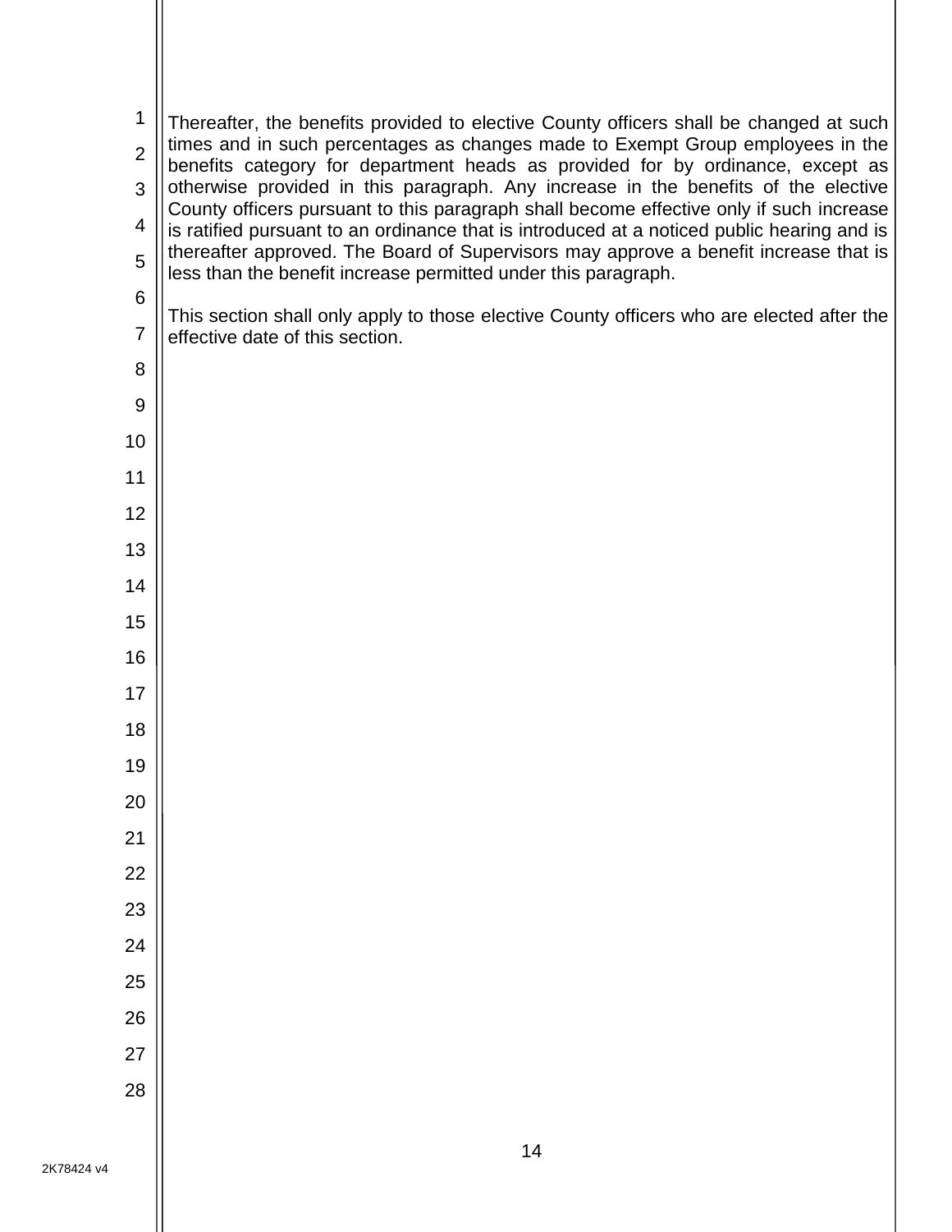Thereafter, the benefits provided to elective County officers shall be changed at such times and in such percentages as changes made to Exempt Group employees in the benefits category for department heads as provided for by ordinance, except as otherwise provided in this paragraph. Any increase in the benefits of the elective County officers pursuant to this paragraph shall become effective only if such increase is ratified pursuant to an ordinance that is introduced at a noticed public hearing and is thereafter approved. The Board of Supervisors may approve a benefit increase that is less than the benefit increase permitted under this paragraph.

This section shall only apply to those elective County officers who are elected after the effective date of this section.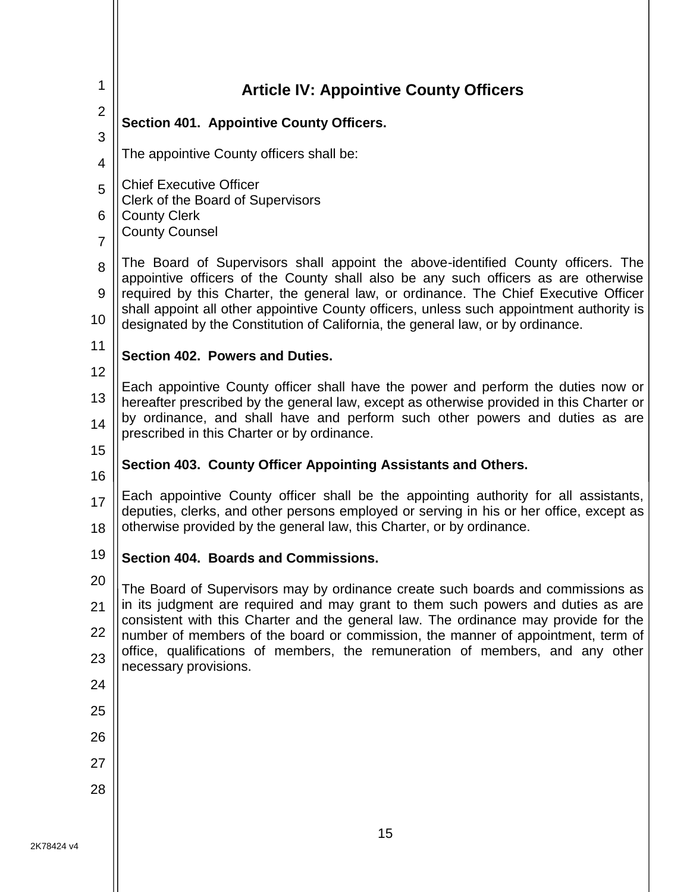## Article IV: Appointive County Officers

### Section 401. Appointive County Officers.

The appointive County officers shall be:

Chief Executive Officer
Clerk of the Board of Supervisors
County Clerk
County Counsel

The Board of Supervisors shall appoint the above-identified County officers. The appointive officers of the County shall also be any such officers as are otherwise required by this Charter, the general law, or ordinance. The Chief Executive Officer shall appoint all other appointive County officers, unless such appointment authority is designated by the Constitution of California, the general law, or by ordinance.

### Section 402. Powers and Duties.

Each appointive County officer shall have the power and perform the duties now or hereafter prescribed by the general law, except as otherwise provided in this Charter or by ordinance, and shall have and perform such other powers and duties as are prescribed in this Charter or by ordinance.

### Section 403. County Officer Appointing Assistants and Others.

Each appointive County officer shall be the appointing authority for all assistants, deputies, clerks, and other persons employed or serving in his or her office, except as otherwise provided by the general law, this Charter, or by ordinance.

### Section 404. Boards and Commissions.

The Board of Supervisors may by ordinance create such boards and commissions as in its judgment are required and may grant to them such powers and duties as are consistent with this Charter and the general law. The ordinance may provide for the number of members of the board or commission, the manner of appointment, term of office, qualifications of members, the remuneration of members, and any other necessary provisions.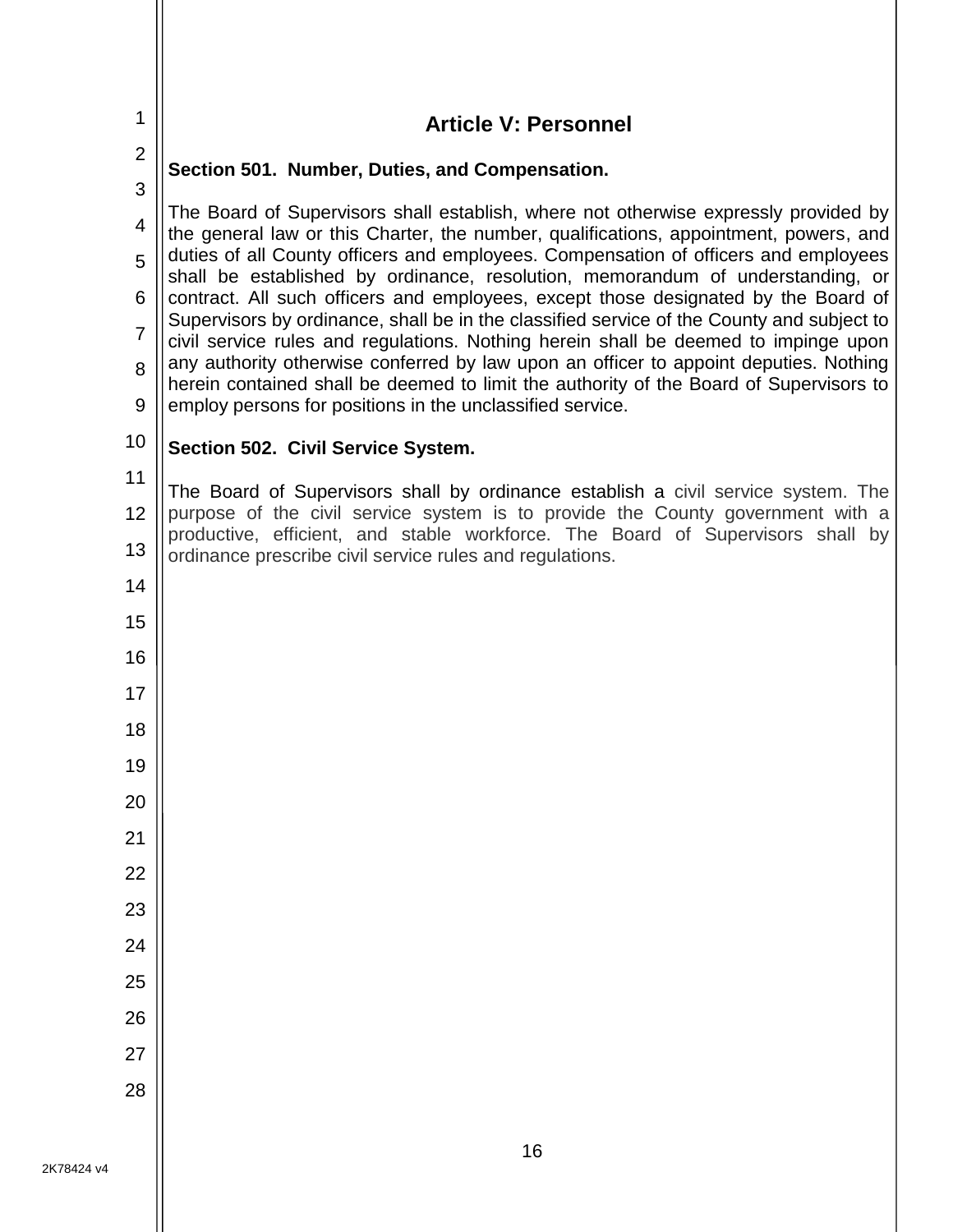## Article V: Personnel

### Section 501. Number, Duties, and Compensation.

The Board of Supervisors shall establish, where not otherwise expressly provided by the general law or this Charter, the number, qualifications, appointment, powers, and duties of all County officers and employees. Compensation of officers and employees shall be established by ordinance, resolution, memorandum of understanding, or contract. All such officers and employees, except those designated by the Board of Supervisors by ordinance, shall be in the classified service of the County and subject to civil service rules and regulations. Nothing herein shall be deemed to impinge upon any authority otherwise conferred by law upon an officer to appoint deputies. Nothing herein contained shall be deemed to limit the authority of the Board of Supervisors to employ persons for positions in the unclassified service.

### Section 502. Civil Service System.

The Board of Supervisors shall by ordinance establish a civil service system. The purpose of the civil service system is to provide the County government with a productive, efficient, and stable workforce. The Board of Supervisors shall by ordinance prescribe civil service rules and regulations.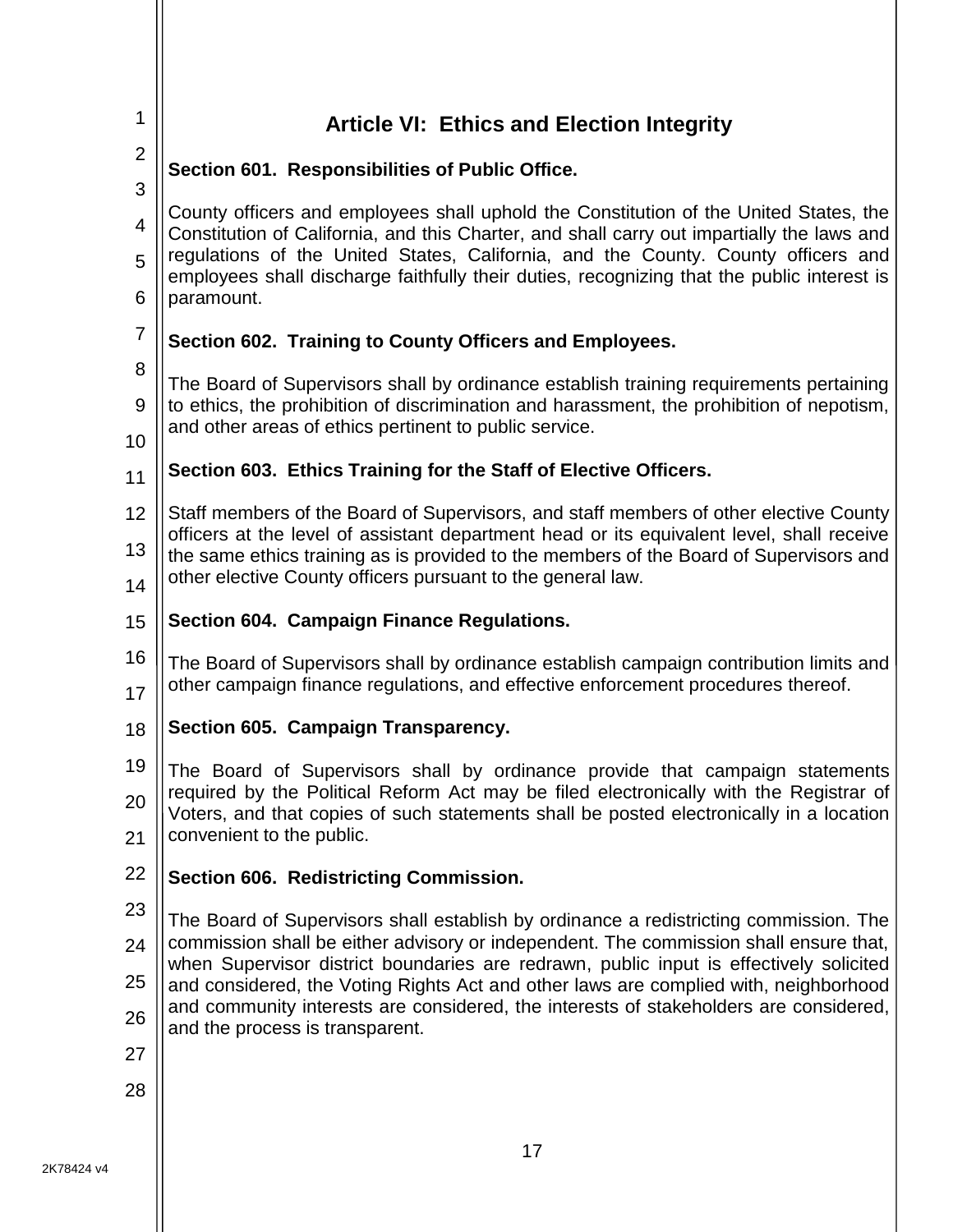# Article VI: Ethics and Election Integrity

## Section 601. Responsibilities of Public Office.

County officers and employees shall uphold the Constitution of the United States, the Constitution of California, and this Charter, and shall carry out impartially the laws and regulations of the United States, California, and the County. County officers and employees shall discharge faithfully their duties, recognizing that the public interest is paramount.

## Section 602. Training to County Officers and Employees.

The Board of Supervisors shall by ordinance establish training requirements pertaining to ethics, the prohibition of discrimination and harassment, the prohibition of nepotism, and other areas of ethics pertinent to public service.

## Section 603. Ethics Training for the Staff of Elective Officers.

Staff members of the Board of Supervisors, and staff members of other elective County officers at the level of assistant department head or its equivalent level, shall receive the same ethics training as is provided to the members of the Board of Supervisors and other elective County officers pursuant to the general law.

## Section 604. Campaign Finance Regulations.

The Board of Supervisors shall by ordinance establish campaign contribution limits and other campaign finance regulations, and effective enforcement procedures thereof.

## Section 605. Campaign Transparency.

The Board of Supervisors shall by ordinance provide that campaign statements required by the Political Reform Act may be filed electronically with the Registrar of Voters, and that copies of such statements shall be posted electronically in a location convenient to the public.

## Section 606. Redistricting Commission.

The Board of Supervisors shall establish by ordinance a redistricting commission. The commission shall be either advisory or independent. The commission shall ensure that, when Supervisor district boundaries are redrawn, public input is effectively solicited and considered, the Voting Rights Act and other laws are complied with, neighborhood and community interests are considered, the interests of stakeholders are considered, and the process is transparent.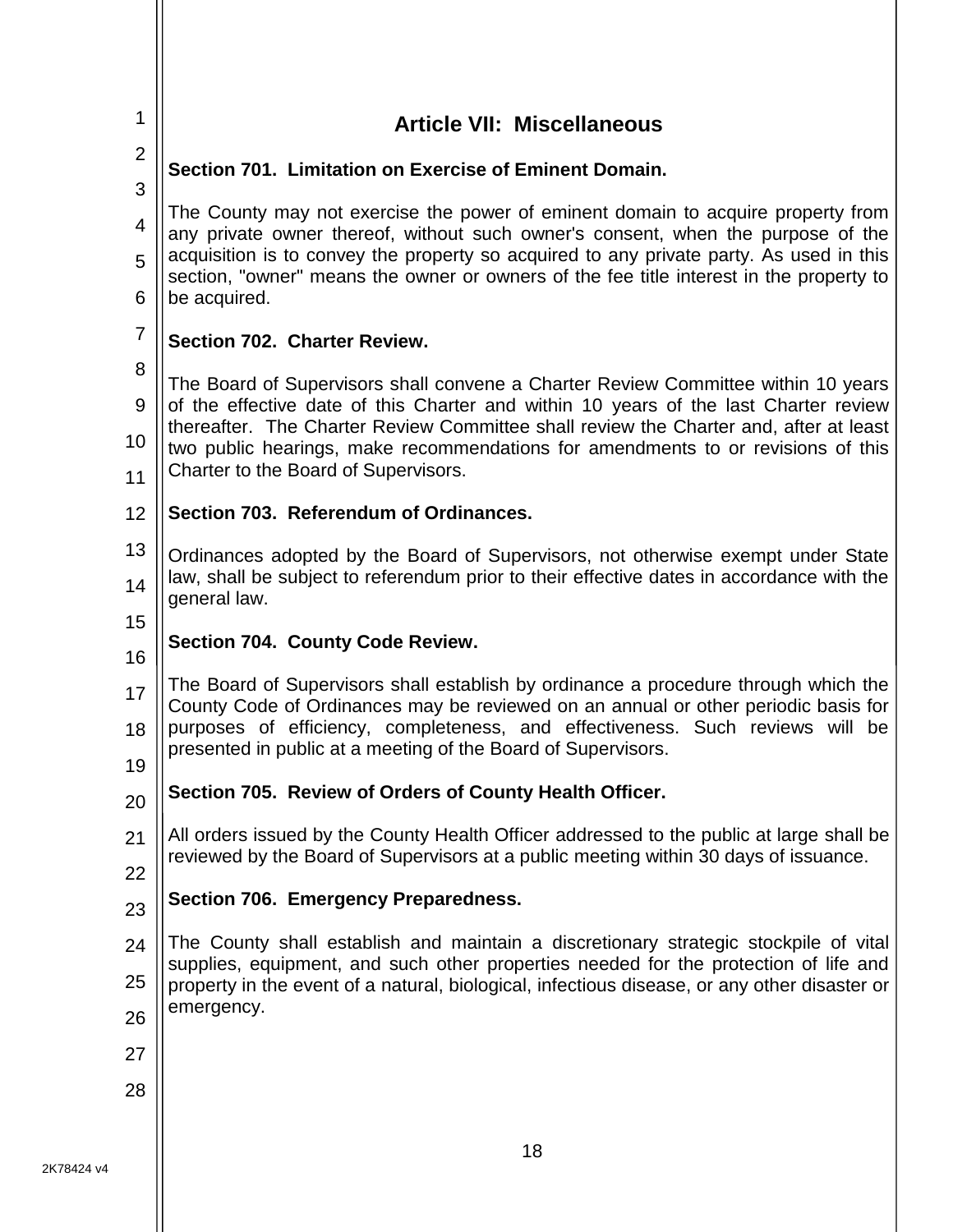# Article VII: Miscellaneous

### Section 701. Limitation on Exercise of Eminent Domain.

The County may not exercise the power of eminent domain to acquire property from any private owner thereof, without such owner's consent, when the purpose of the acquisition is to convey the property so acquired to any private party. As used in this section, "owner" means the owner or owners of the fee title interest in the property to be acquired.

### Section 702. Charter Review.

The Board of Supervisors shall convene a Charter Review Committee within 10 years of the effective date of this Charter and within 10 years of the last Charter review thereafter. The Charter Review Committee shall review the Charter and, after at least two public hearings, make recommendations for amendments to or revisions of this Charter to the Board of Supervisors.

### Section 703. Referendum of Ordinances.

Ordinances adopted by the Board of Supervisors, not otherwise exempt under State law, shall be subject to referendum prior to their effective dates in accordance with the general law.

### Section 704. County Code Review.

The Board of Supervisors shall establish by ordinance a procedure through which the County Code of Ordinances may be reviewed on an annual or other periodic basis for purposes of efficiency, completeness, and effectiveness. Such reviews will be presented in public at a meeting of the Board of Supervisors.

### Section 705. Review of Orders of County Health Officer.

All orders issued by the County Health Officer addressed to the public at large shall be reviewed by the Board of Supervisors at a public meeting within 30 days of issuance.

### Section 706. Emergency Preparedness.

The County shall establish and maintain a discretionary strategic stockpile of vital supplies, equipment, and such other properties needed for the protection of life and property in the event of a natural, biological, infectious disease, or any other disaster or emergency.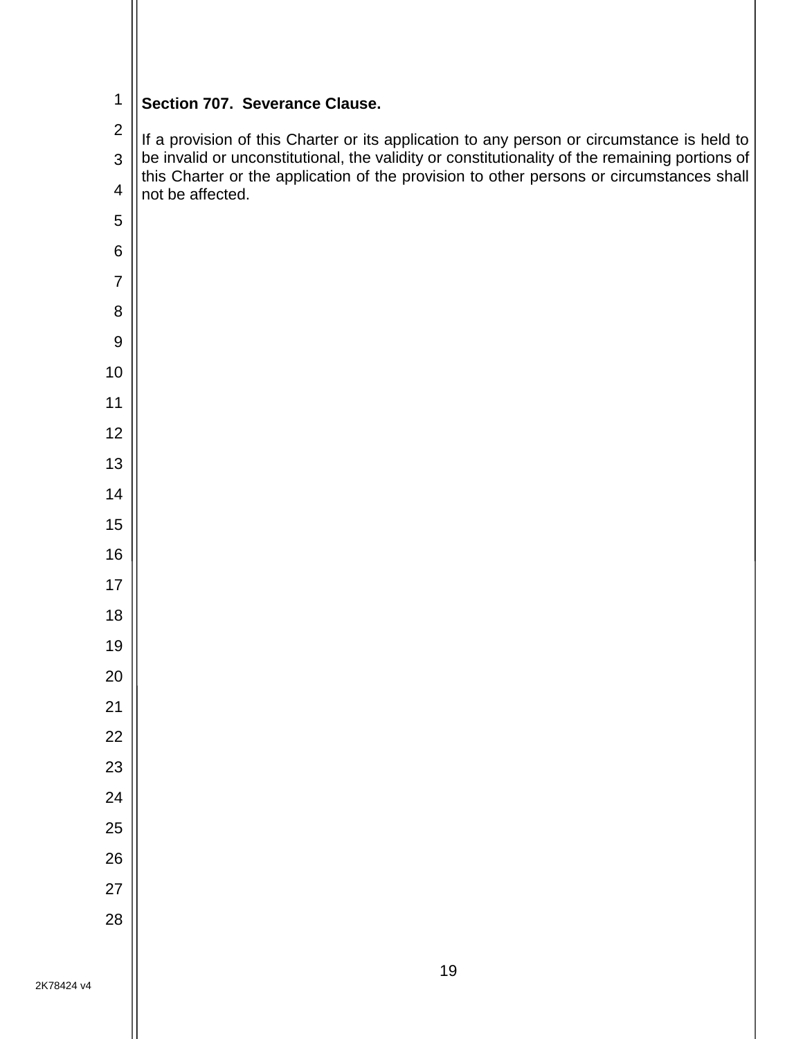**Section 707. Severance Clause.**

If a provision of this Charter or its application to any person or circumstance is held to be invalid or unconstitutional, the validity or constitutionality of the remaining portions of this Charter or the application of the provision to other persons or circumstances shall not be affected.